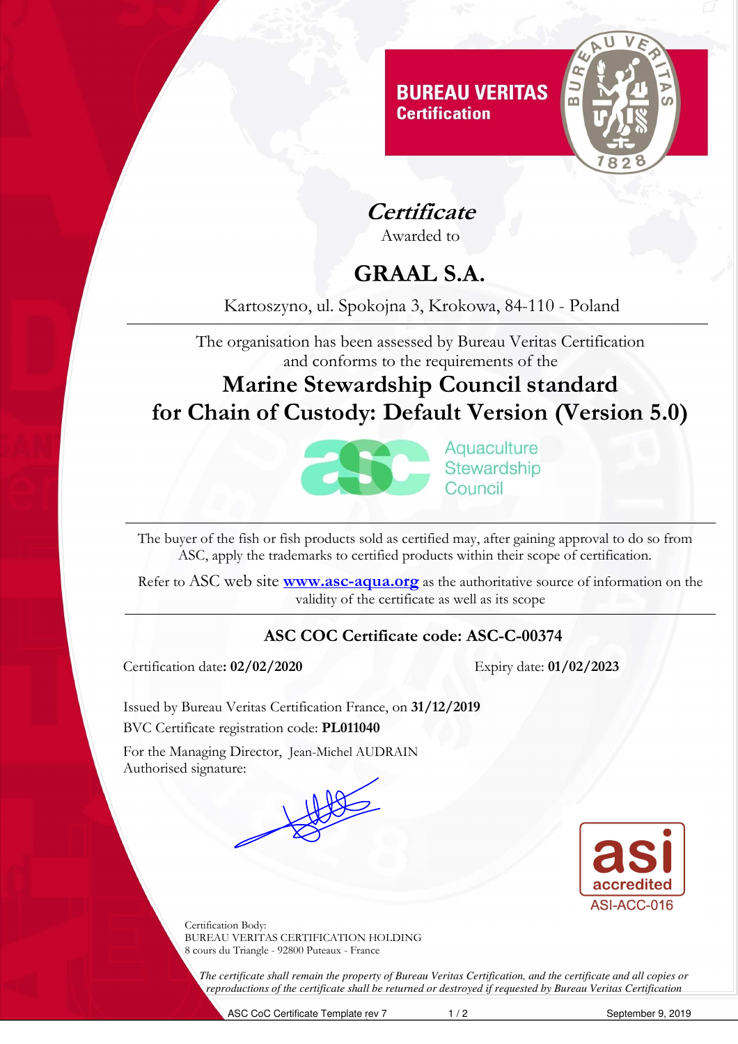BUREAU VERITAS
Certification

# *Certificate*

Awarded to

# GRAAL S.A.

Kartoszyno, ul. Spokojna 3, Krokowa, 84-110 - Poland

---

The organisation has been assessed by Bureau Veritas Certification
and conforms to the requirements of the

## Marine Stewardship Council standard for Chain of Custody: Default Version (Version 5.0)

Aquaculture Stewardship Council

---

The buyer of the fish or fish products sold as certified may, after gaining approval to do so from ASC, apply the trademarks to certified products within their scope of certification.

Refer to ASC web site **www.asc-aqua.org** as the authoritative source of information on the validity of the certificate as well as its scope

---

**ASC COC Certificate code: ASC-C-00374**

Certification date: **02/02/2020** Expiry date: **01/02/2023**

Issued by Bureau Veritas Certification France, on **31/12/2019**

BVC Certificate registration code: **PL011040**

For the Managing Director, Jean-Michel AUDRAIN
Authorised signature:

asi accredited
ASI-ACC-016

Certification Body:
BUREAU VERITAS CERTIFICATION HOLDING
8 cours du Triangle - 92800 Puteaux - France

*The certificate shall remain the property of Bureau Veritas Certification, and the certificate and all copies or reproductions of the certificate shall be returned or destroyed if requested by Bureau Veritas Certification*

ASC CoC Certificate Template rev 7 September 9, 2019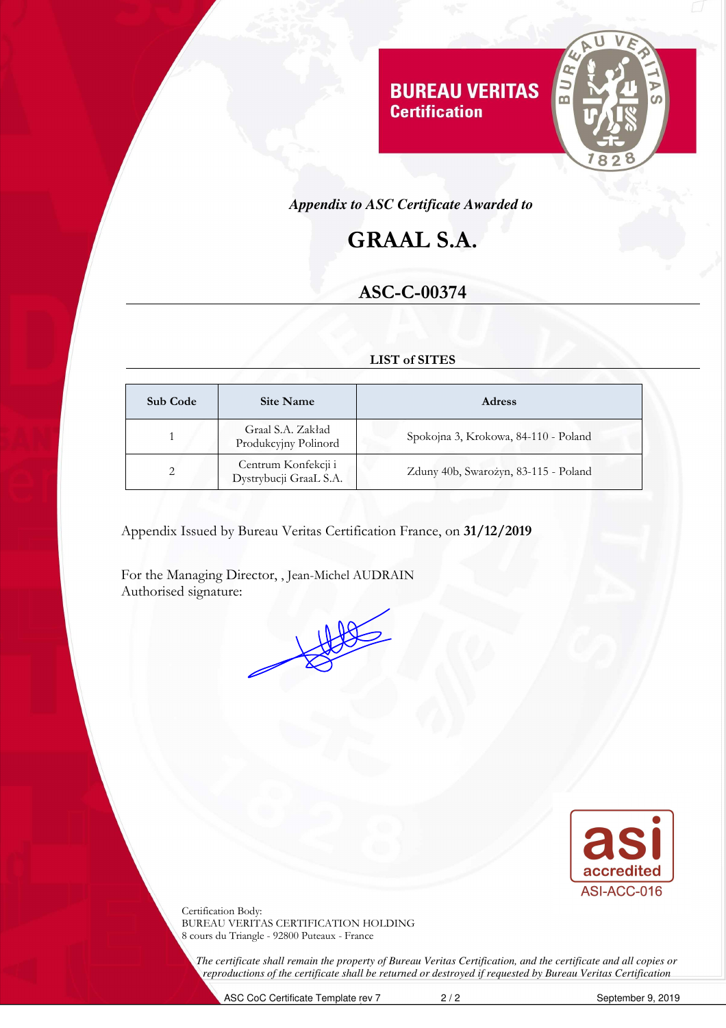BUREAU VERITAS
Certification

*Appendix to ASC Certificate Awarded to*

# GRAAL S.A.

## ASC-C-00374

**LIST of SITES**

| Sub Code | Site Name | Adress |
|---|---|---|
| 1 | Graal S.A. Zakład Produkcyjny Polinord | Spokojna 3, Krokowa, 84-110 - Poland |
| 2 | Centrum Konfekcji i Dystrybucji GraaL S.A. | Zduny 40b, Swarożyn, 83-115 - Poland |

Appendix Issued by Bureau Veritas Certification France, on **31/12/2019**

For the Managing Director, , Jean-Michel AUDRAIN
Authorised signature:

asi accredited
ASI-ACC-016

Certification Body:
BUREAU VERITAS CERTIFICATION HOLDING
8 cours du Triangle - 92800 Puteaux - France

*The certificate shall remain the property of Bureau Veritas Certification, and the certificate and all copies or reproductions of the certificate shall be returned or destroyed if requested by Bureau Veritas Certification*

ASC CoC Certificate Template rev 7 September 9, 2019